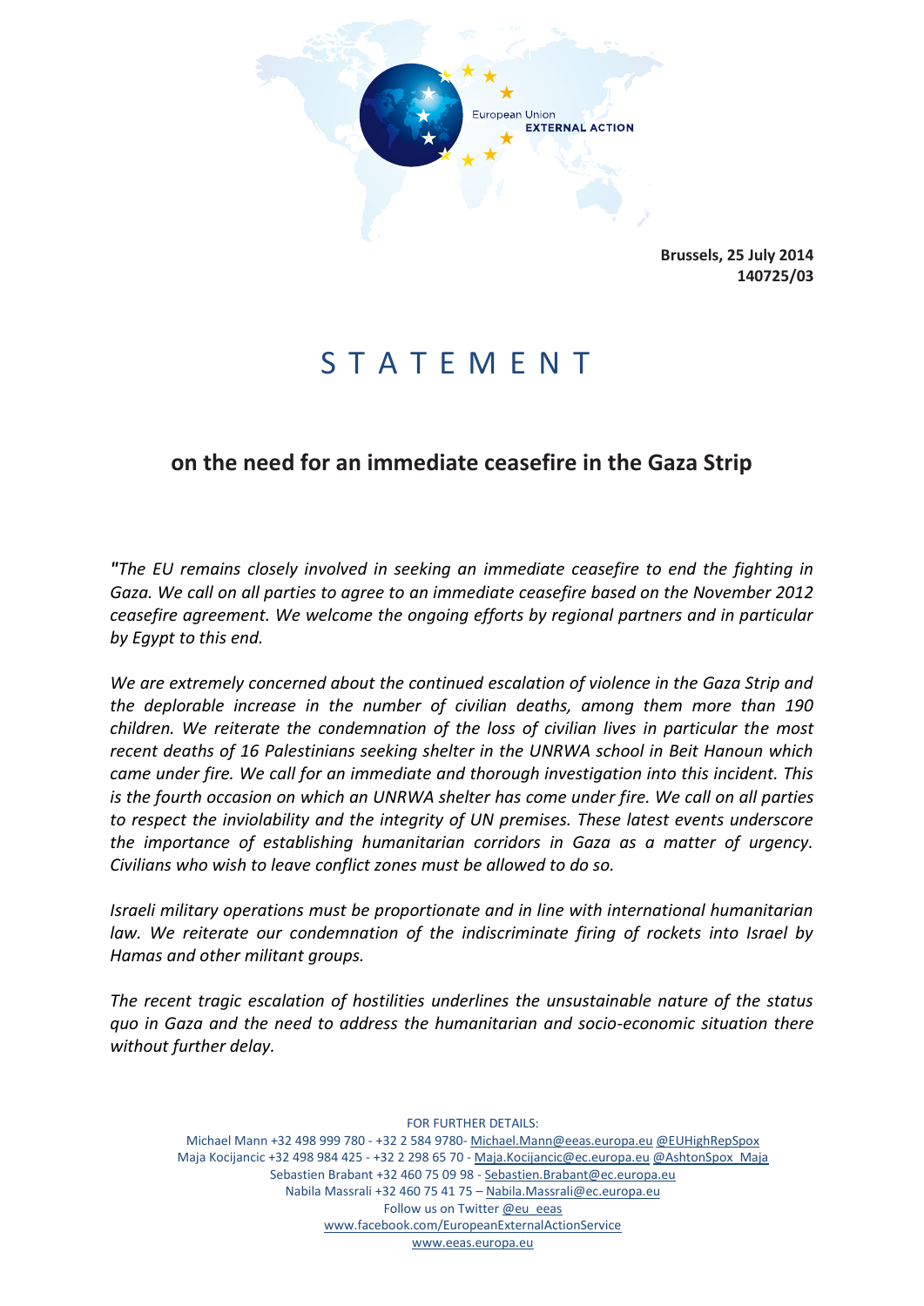European Union
**EXTERNAL ACTION**

**Brussels, 25 July 2014**
**140725/03**

# S T A T E M E N T

## on the need for an immediate ceasefire in the Gaza Strip

*"The EU remains closely involved in seeking an immediate ceasefire to end the fighting in Gaza. We call on all parties to agree to an immediate ceasefire based on the November 2012 ceasefire agreement. We welcome the ongoing efforts by regional partners and in particular by Egypt to this end.*

*We are extremely concerned about the continued escalation of violence in the Gaza Strip and the deplorable increase in the number of civilian deaths, among them more than 190 children. We reiterate the condemnation of the loss of civilian lives in particular the most recent deaths of 16 Palestinians seeking shelter in the UNRWA school in Beit Hanoun which came under fire. We call for an immediate and thorough investigation into this incident. This is the fourth occasion on which an UNRWA shelter has come under fire. We call on all parties to respect the inviolability and the integrity of UN premises. These latest events underscore the importance of establishing humanitarian corridors in Gaza as a matter of urgency. Civilians who wish to leave conflict zones must be allowed to do so.*

*Israeli military operations must be proportionate and in line with international humanitarian law. We reiterate our condemnation of the indiscriminate firing of rockets into Israel by Hamas and other militant groups.*

*The recent tragic escalation of hostilities underlines the unsustainable nature of the status quo in Gaza and the need to address the humanitarian and socio-economic situation there without further delay.*

FOR FURTHER DETAILS:
Michael Mann +32 498 999 780 - +32 2 584 9780- Michael.Mann@eeas.europa.eu @EUHighRepSpox
Maja Kocijancic +32 498 984 425 - +32 2 298 65 70 - Maja.Kocijancic@ec.europa.eu @AshtonSpox_Maja
Sebastien Brabant +32 460 75 09 98 - Sebastien.Brabant@ec.europa.eu
Nabila Massrali +32 460 75 41 75 – Nabila.Massrali@ec.europa.eu
Follow us on Twitter @eu_eeas
www.facebook.com/EuropeanExternalActionService
www.eeas.europa.eu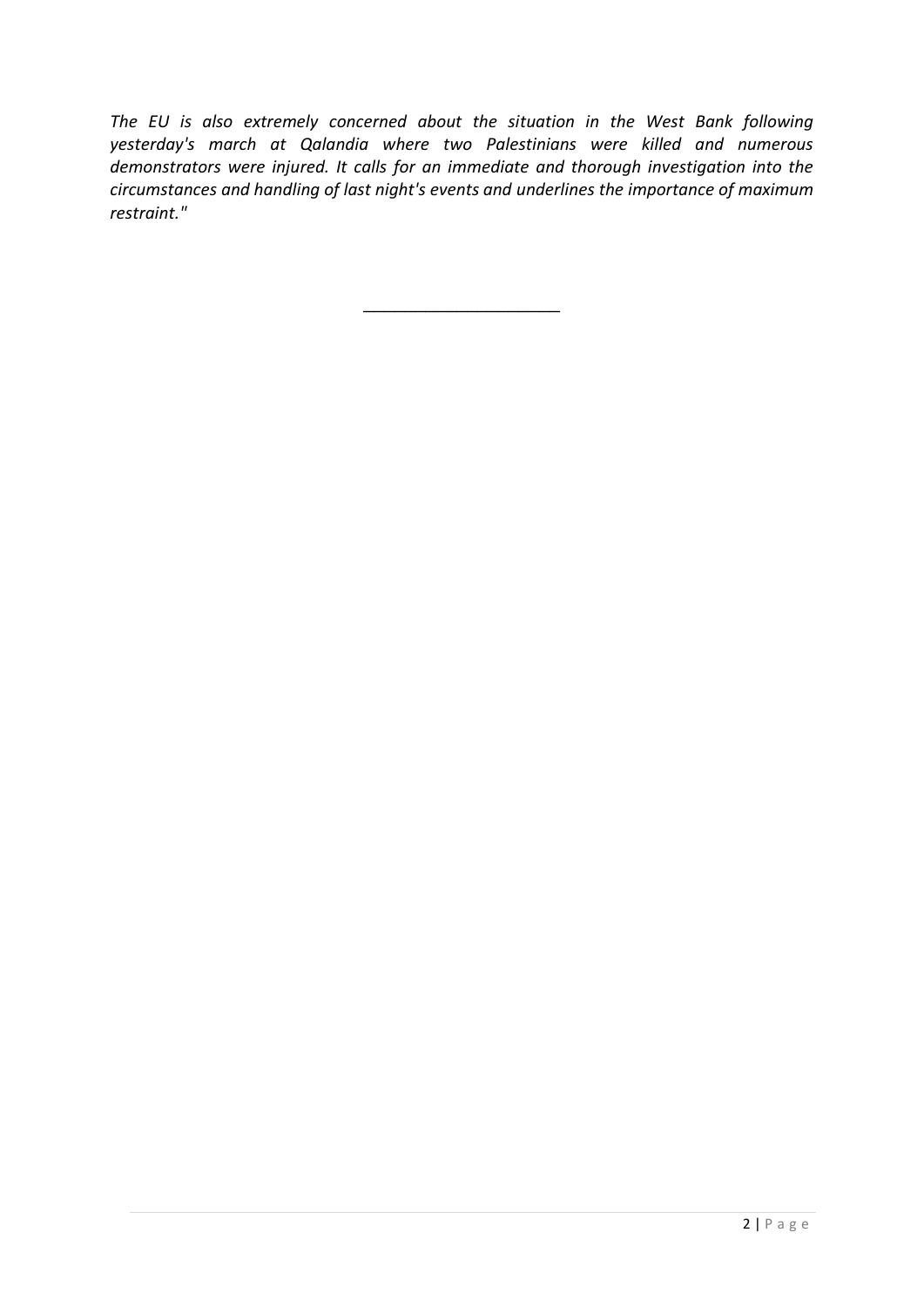*The EU is also extremely concerned about the situation in the West Bank following yesterday's march at Qalandia where two Palestinians were killed and numerous demonstrators were injured. It calls for an immediate and thorough investigation into the circumstances and handling of last night's events and underlines the importance of maximum restraint."*

---